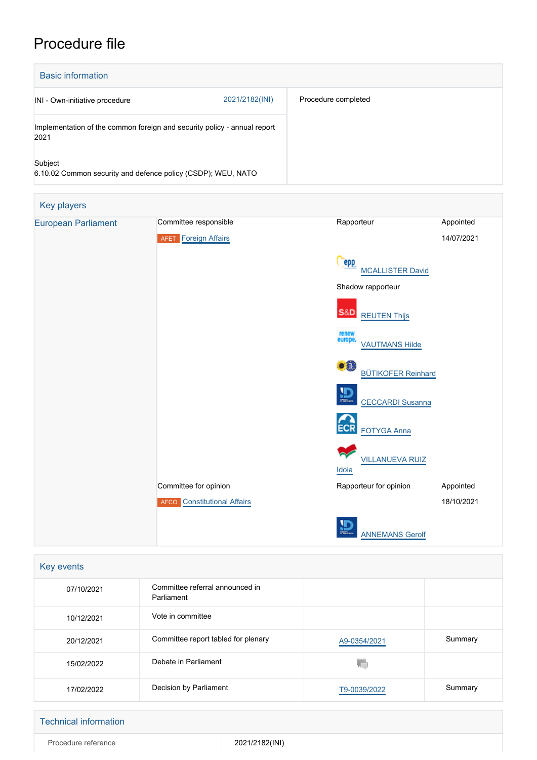# Procedure file

## Basic information

| | |
|---|---|
| INI - Own-initiative procedure 2021/2182(INI) | Procedure completed |
| Implementation of the common foreign and security policy - annual report 2021 | |
| Subject<br>6.10.02 Common security and defence policy (CSDP); WEU, NATO | |

## Key players

| | | | |
|---|---|---|---|
| European Parliament | Committee responsible | Rapporteur | Appointed |
| | AFET Foreign Affairs | | 14/07/2021 |
| | | MCALLISTER David | |
| | | Shadow rapporteur | |
| | | REUTEN Thijs | |
| | | VAUTMANS Hilde | |
| | | BÜTIKOFER Reinhard | |
| | | CECCARDI Susanna | |
| | | FOTYGA Anna | |
| | | VILLANUEVA RUIZ Idoia | |
| | Committee for opinion | Rapporteur for opinion | Appointed |
| | AFCO Constitutional Affairs | | 18/10/2021 |
| | | ANNEMANS Gerolf | |

## Key events

| | | | |
|---|---|---|---|
| 07/10/2021 | Committee referral announced in Parliament | | |
| 10/12/2021 | Vote in committee | | |
| 20/12/2021 | Committee report tabled for plenary | A9-0354/2021 | Summary |
| 15/02/2022 | Debate in Parliament | | |
| 17/02/2022 | Decision by Parliament | T9-0039/2022 | Summary |

## Technical information

| | |
|---|---|
| Procedure reference | 2021/2182(INI) |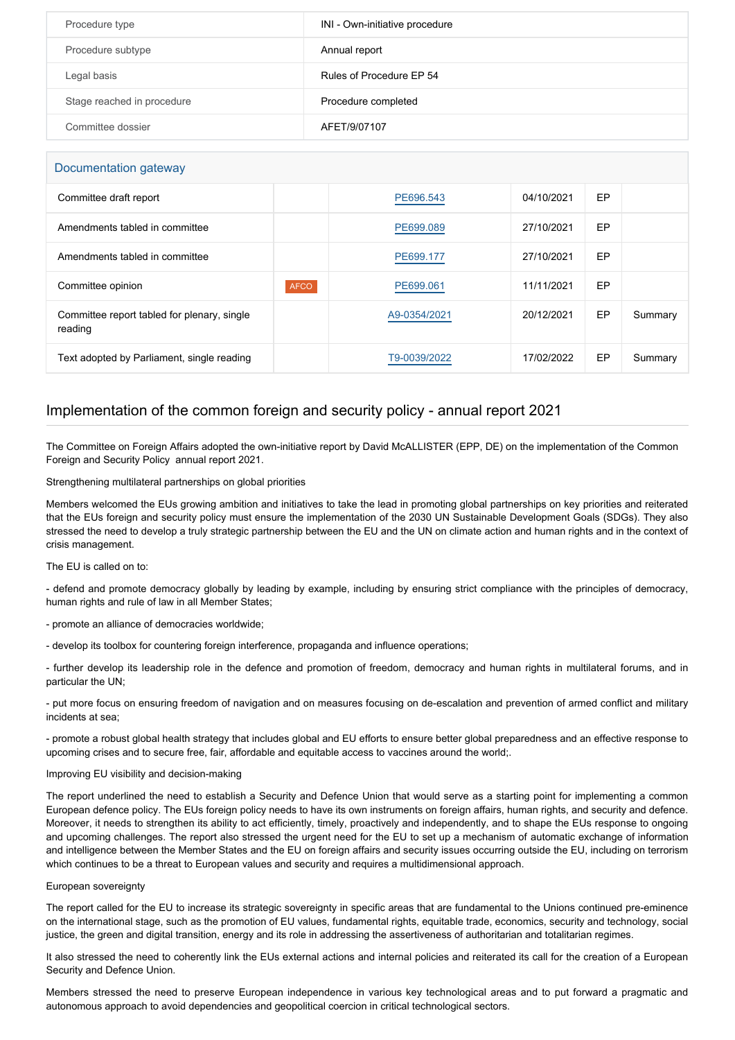| | |
|---|---|
| Procedure type | INI - Own-initiative procedure |
| Procedure subtype | Annual report |
| Legal basis | Rules of Procedure EP 54 |
| Stage reached in procedure | Procedure completed |
| Committee dossier | AFET/9/07107 |

## Documentation gateway

| | | | | | |
|---|---|---|---|---|---|
| Committee draft report | | PE696.543 | 04/10/2021 | EP | |
| Amendments tabled in committee | | PE699.089 | 27/10/2021 | EP | |
| Amendments tabled in committee | | PE699.177 | 27/10/2021 | EP | |
| Committee opinion | AFCO | PE699.061 | 11/11/2021 | EP | |
| Committee report tabled for plenary, single reading | | A9-0354/2021 | 20/12/2021 | EP | Summary |
| Text adopted by Parliament, single reading | | T9-0039/2022 | 17/02/2022 | EP | Summary |

## Implementation of the common foreign and security policy - annual report 2021

The Committee on Foreign Affairs adopted the own-initiative report by David McALLISTER (EPP, DE) on the implementation of the Common Foreign and Security Policy annual report 2021.

Strengthening multilateral partnerships on global priorities

Members welcomed the EUs growing ambition and initiatives to take the lead in promoting global partnerships on key priorities and reiterated that the EUs foreign and security policy must ensure the implementation of the 2030 UN Sustainable Development Goals (SDGs). They also stressed the need to develop a truly strategic partnership between the EU and the UN on climate action and human rights and in the context of crisis management.

The EU is called on to:

- defend and promote democracy globally by leading by example, including by ensuring strict compliance with the principles of democracy, human rights and rule of law in all Member States;

- promote an alliance of democracies worldwide;

- develop its toolbox for countering foreign interference, propaganda and influence operations;

- further develop its leadership role in the defence and promotion of freedom, democracy and human rights in multilateral forums, and in particular the UN;

- put more focus on ensuring freedom of navigation and on measures focusing on de-escalation and prevention of armed conflict and military incidents at sea;

- promote a robust global health strategy that includes global and EU efforts to ensure better global preparedness and an effective response to upcoming crises and to secure free, fair, affordable and equitable access to vaccines around the world;.

Improving EU visibility and decision-making

The report underlined the need to establish a Security and Defence Union that would serve as a starting point for implementing a common European defence policy. The EUs foreign policy needs to have its own instruments on foreign affairs, human rights, and security and defence. Moreover, it needs to strengthen its ability to act efficiently, timely, proactively and independently, and to shape the EUs response to ongoing and upcoming challenges. The report also stressed the urgent need for the EU to set up a mechanism of automatic exchange of information and intelligence between the Member States and the EU on foreign affairs and security issues occurring outside the EU, including on terrorism which continues to be a threat to European values and security and requires a multidimensional approach.

European sovereignty

The report called for the EU to increase its strategic sovereignty in specific areas that are fundamental to the Unions continued pre-eminence on the international stage, such as the promotion of EU values, fundamental rights, equitable trade, economics, security and technology, social justice, the green and digital transition, energy and its role in addressing the assertiveness of authoritarian and totalitarian regimes.

It also stressed the need to coherently link the EUs external actions and internal policies and reiterated its call for the creation of a European Security and Defence Union.

Members stressed the need to preserve European independence in various key technological areas and to put forward a pragmatic and autonomous approach to avoid dependencies and geopolitical coercion in critical technological sectors.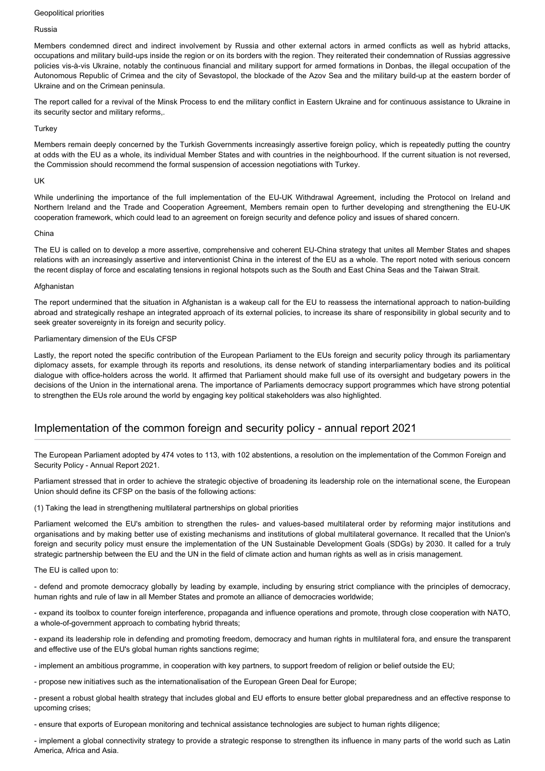Geopolitical priorities

Russia

Members condemned direct and indirect involvement by Russia and other external actors in armed conflicts as well as hybrid attacks, occupations and military build-ups inside the region or on its borders with the region. They reiterated their condemnation of Russias aggressive policies vis-à-vis Ukraine, notably the continuous financial and military support for armed formations in Donbas, the illegal occupation of the Autonomous Republic of Crimea and the city of Sevastopol, the blockade of the Azov Sea and the military build-up at the eastern border of Ukraine and on the Crimean peninsula.

The report called for a revival of the Minsk Process to end the military conflict in Eastern Ukraine and for continuous assistance to Ukraine in its security sector and military reforms,.

Turkey

Members remain deeply concerned by the Turkish Governments increasingly assertive foreign policy, which is repeatedly putting the country at odds with the EU as a whole, its individual Member States and with countries in the neighbourhood. If the current situation is not reversed, the Commission should recommend the formal suspension of accession negotiations with Turkey.

UK

While underlining the importance of the full implementation of the EU-UK Withdrawal Agreement, including the Protocol on Ireland and Northern Ireland and the Trade and Cooperation Agreement, Members remain open to further developing and strengthening the EU-UK cooperation framework, which could lead to an agreement on foreign security and defence policy and issues of shared concern.

China

The EU is called on to develop a more assertive, comprehensive and coherent EU-China strategy that unites all Member States and shapes relations with an increasingly assertive and interventionist China in the interest of the EU as a whole. The report noted with serious concern the recent display of force and escalating tensions in regional hotspots such as the South and East China Seas and the Taiwan Strait.

Afghanistan

The report undermined that the situation in Afghanistan is a wakeup call for the EU to reassess the international approach to nation-building abroad and strategically reshape an integrated approach of its external policies, to increase its share of responsibility in global security and to seek greater sovereignty in its foreign and security policy.

Parliamentary dimension of the EUs CFSP

Lastly, the report noted the specific contribution of the European Parliament to the EUs foreign and security policy through its parliamentary diplomacy assets, for example through its reports and resolutions, its dense network of standing interparliamentary bodies and its political dialogue with office-holders across the world. It affirmed that Parliament should make full use of its oversight and budgetary powers in the decisions of the Union in the international arena. The importance of Parliaments democracy support programmes which have strong potential to strengthen the EUs role around the world by engaging key political stakeholders was also highlighted.

## Implementation of the common foreign and security policy - annual report 2021

The European Parliament adopted by 474 votes to 113, with 102 abstentions, a resolution on the implementation of the Common Foreign and Security Policy - Annual Report 2021.

Parliament stressed that in order to achieve the strategic objective of broadening its leadership role on the international scene, the European Union should define its CFSP on the basis of the following actions:

(1) Taking the lead in strengthening multilateral partnerships on global priorities

Parliament welcomed the EU's ambition to strengthen the rules- and values-based multilateral order by reforming major institutions and organisations and by making better use of existing mechanisms and institutions of global multilateral governance. It recalled that the Union's foreign and security policy must ensure the implementation of the UN Sustainable Development Goals (SDGs) by 2030. It called for a truly strategic partnership between the EU and the UN in the field of climate action and human rights as well as in crisis management.

The EU is called upon to:

- defend and promote democracy globally by leading by example, including by ensuring strict compliance with the principles of democracy, human rights and rule of law in all Member States and promote an alliance of democracies worldwide;

- expand its toolbox to counter foreign interference, propaganda and influence operations and promote, through close cooperation with NATO, a whole-of-government approach to combating hybrid threats;

- expand its leadership role in defending and promoting freedom, democracy and human rights in multilateral fora, and ensure the transparent and effective use of the EU's global human rights sanctions regime;

- implement an ambitious programme, in cooperation with key partners, to support freedom of religion or belief outside the EU;

- propose new initiatives such as the internationalisation of the European Green Deal for Europe;

- present a robust global health strategy that includes global and EU efforts to ensure better global preparedness and an effective response to upcoming crises;

- ensure that exports of European monitoring and technical assistance technologies are subject to human rights diligence;

- implement a global connectivity strategy to provide a strategic response to strengthen its influence in many parts of the world such as Latin America, Africa and Asia.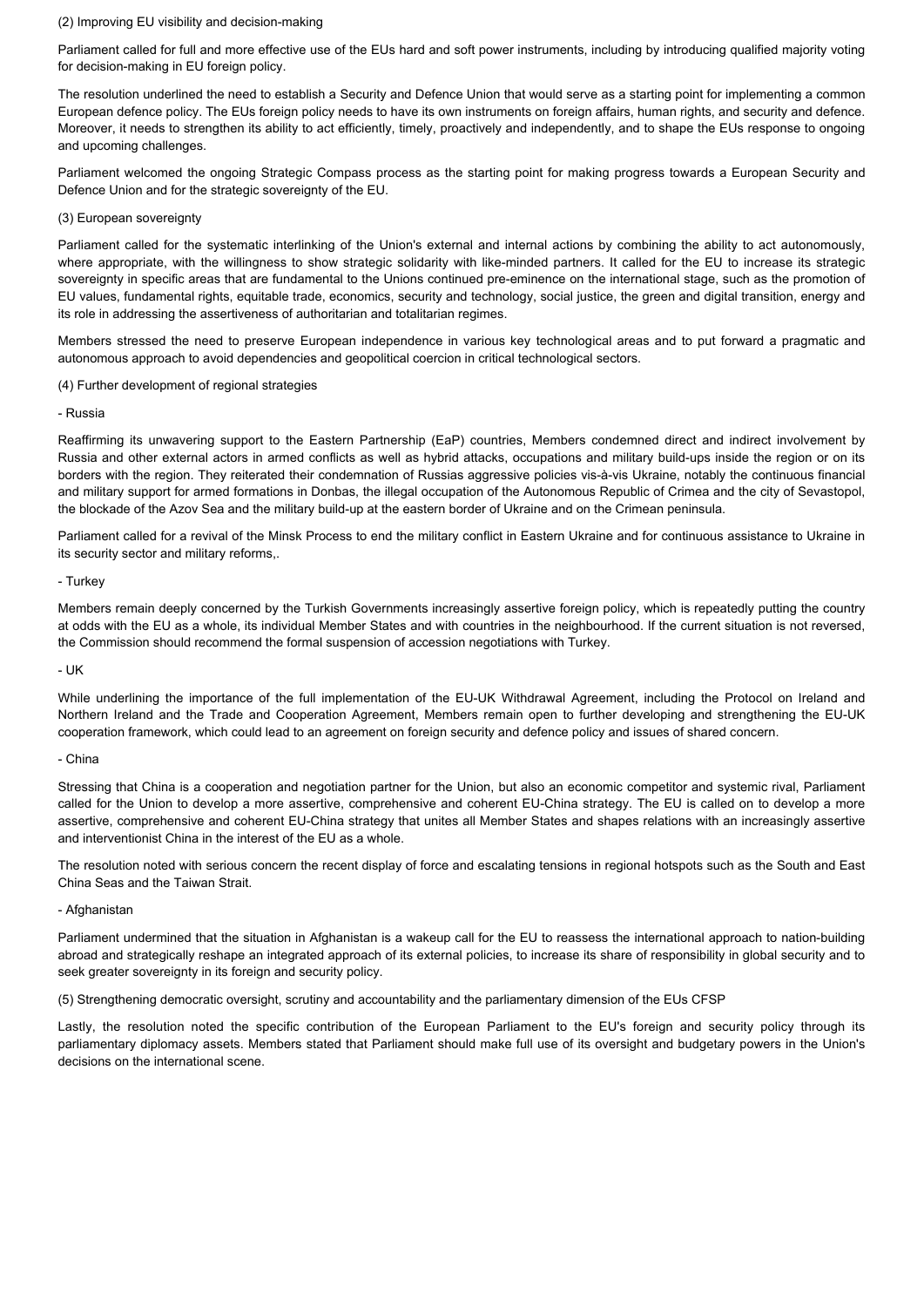(2) Improving EU visibility and decision-making

Parliament called for full and more effective use of the EUs hard and soft power instruments, including by introducing qualified majority voting for decision-making in EU foreign policy.

The resolution underlined the need to establish a Security and Defence Union that would serve as a starting point for implementing a common European defence policy. The EUs foreign policy needs to have its own instruments on foreign affairs, human rights, and security and defence. Moreover, it needs to strengthen its ability to act efficiently, timely, proactively and independently, and to shape the EUs response to ongoing and upcoming challenges.

Parliament welcomed the ongoing Strategic Compass process as the starting point for making progress towards a European Security and Defence Union and for the strategic sovereignty of the EU.

(3) European sovereignty

Parliament called for the systematic interlinking of the Union's external and internal actions by combining the ability to act autonomously, where appropriate, with the willingness to show strategic solidarity with like-minded partners. It called for the EU to increase its strategic sovereignty in specific areas that are fundamental to the Unions continued pre-eminence on the international stage, such as the promotion of EU values, fundamental rights, equitable trade, economics, security and technology, social justice, the green and digital transition, energy and its role in addressing the assertiveness of authoritarian and totalitarian regimes.

Members stressed the need to preserve European independence in various key technological areas and to put forward a pragmatic and autonomous approach to avoid dependencies and geopolitical coercion in critical technological sectors.

(4) Further development of regional strategies

- Russia

Reaffirming its unwavering support to the Eastern Partnership (EaP) countries, Members condemned direct and indirect involvement by Russia and other external actors in armed conflicts as well as hybrid attacks, occupations and military build-ups inside the region or on its borders with the region. They reiterated their condemnation of Russias aggressive policies vis-à-vis Ukraine, notably the continuous financial and military support for armed formations in Donbas, the illegal occupation of the Autonomous Republic of Crimea and the city of Sevastopol, the blockade of the Azov Sea and the military build-up at the eastern border of Ukraine and on the Crimean peninsula.

Parliament called for a revival of the Minsk Process to end the military conflict in Eastern Ukraine and for continuous assistance to Ukraine in its security sector and military reforms,.

- Turkey

Members remain deeply concerned by the Turkish Governments increasingly assertive foreign policy, which is repeatedly putting the country at odds with the EU as a whole, its individual Member States and with countries in the neighbourhood. If the current situation is not reversed, the Commission should recommend the formal suspension of accession negotiations with Turkey.

- UK

While underlining the importance of the full implementation of the EU-UK Withdrawal Agreement, including the Protocol on Ireland and Northern Ireland and the Trade and Cooperation Agreement, Members remain open to further developing and strengthening the EU-UK cooperation framework, which could lead to an agreement on foreign security and defence policy and issues of shared concern.

- China

Stressing that China is a cooperation and negotiation partner for the Union, but also an economic competitor and systemic rival, Parliament called for the Union to develop a more assertive, comprehensive and coherent EU-China strategy. The EU is called on to develop a more assertive, comprehensive and coherent EU-China strategy that unites all Member States and shapes relations with an increasingly assertive and interventionist China in the interest of the EU as a whole.

The resolution noted with serious concern the recent display of force and escalating tensions in regional hotspots such as the South and East China Seas and the Taiwan Strait.

- Afghanistan

Parliament undermined that the situation in Afghanistan is a wakeup call for the EU to reassess the international approach to nation-building abroad and strategically reshape an integrated approach of its external policies, to increase its share of responsibility in global security and to seek greater sovereignty in its foreign and security policy.

(5) Strengthening democratic oversight, scrutiny and accountability and the parliamentary dimension of the EUs CFSP

Lastly, the resolution noted the specific contribution of the European Parliament to the EU's foreign and security policy through its parliamentary diplomacy assets. Members stated that Parliament should make full use of its oversight and budgetary powers in the Union's decisions on the international scene.